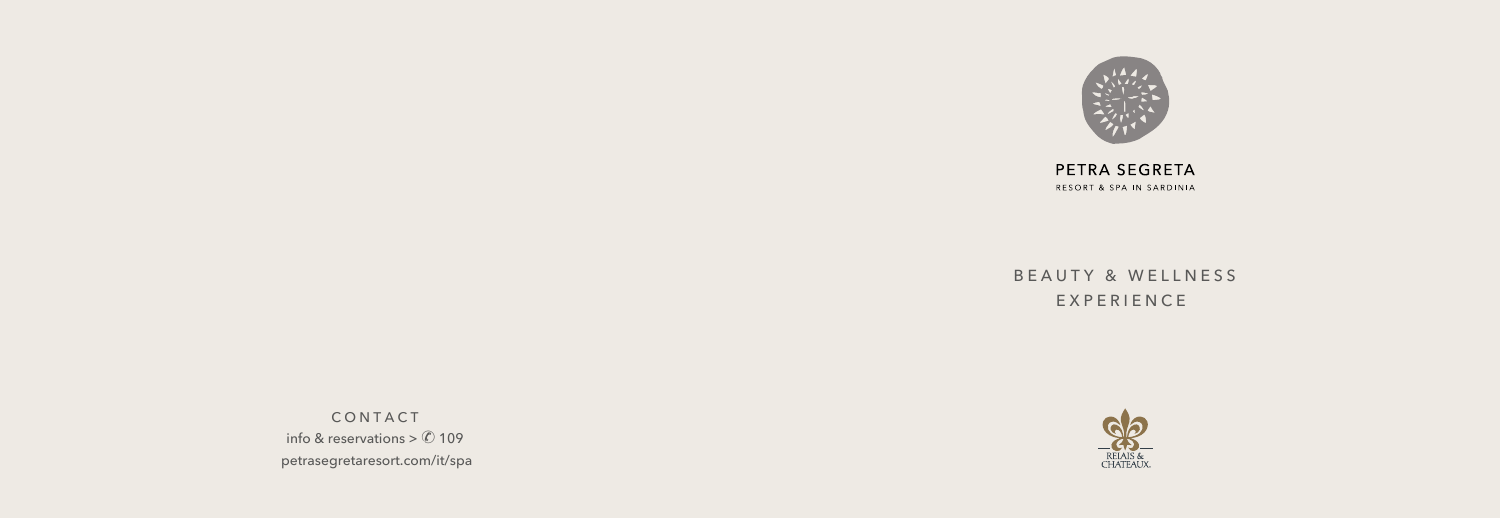PETRA SEGRETA
RESORT & SPA IN SARDINIA

# BEAUTY & WELLNESS EXPERIENCE

RELAIS & CHATEAUX.

CONTACT
info & reservations > ✆ 109
petrasegretaresort.com/it/spa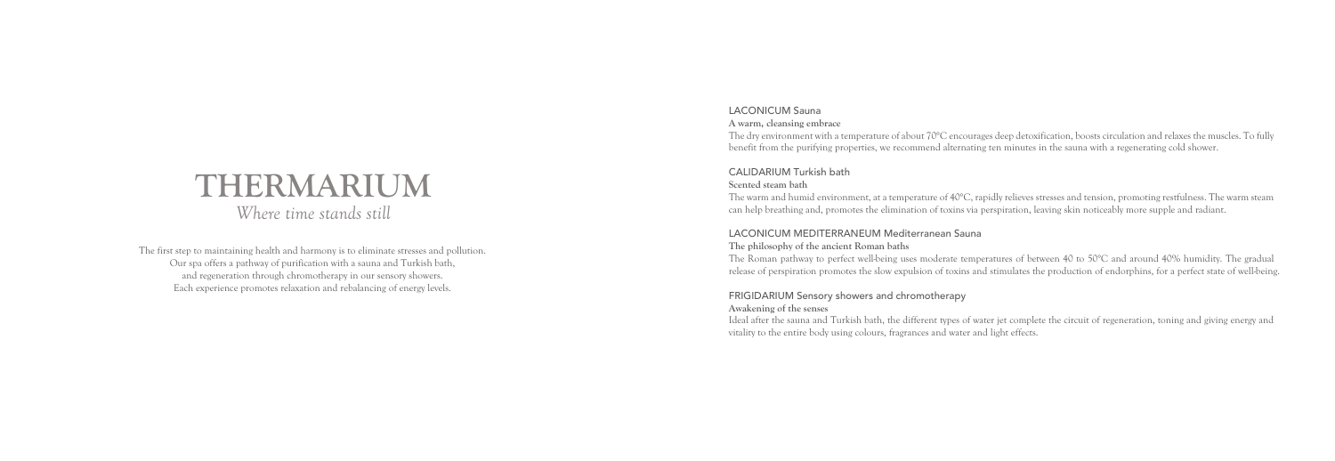# THERMARIUM

*Where time stands still*

The first step to maintaining health and harmony is to eliminate stresses and pollution.
Our spa offers a pathway of purification with a sauna and Turkish bath,
and regeneration through chromotherapy in our sensory showers.
Each experience promotes relaxation and rebalancing of energy levels.

## LACONICUM Sauna

**A warm, cleansing embrace**

The dry environment with a temperature of about 70°C encourages deep detoxification, boosts circulation and relaxes the muscles. To fully benefit from the purifying properties, we recommend alternating ten minutes in the sauna with a regenerating cold shower.

## CALIDARIUM Turkish bath

**Scented steam bath**

The warm and humid environment, at a temperature of 40°C, rapidly relieves stresses and tension, promoting restfulness. The warm steam can help breathing and, promotes the elimination of toxins via perspiration, leaving skin noticeably more supple and radiant.

## LACONICUM MEDITERRANEUM Mediterranean Sauna

**The philosophy of the ancient Roman baths**

The Roman pathway to perfect well-being uses moderate temperatures of between 40 to 50°C and around 40% humidity. The gradual release of perspiration promotes the slow expulsion of toxins and stimulates the production of endorphins, for a perfect state of well-being.

## FRIGIDARIUM Sensory showers and chromotherapy

**Awakening of the senses**

Ideal after the sauna and Turkish bath, the different types of water jet complete the circuit of regeneration, toning and giving energy and vitality to the entire body using colours, fragrances and water and light effects.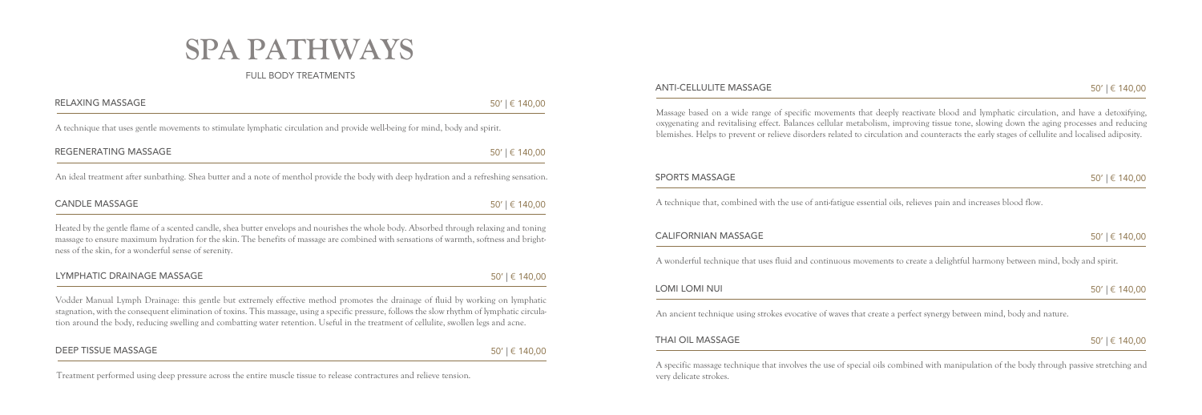# SPA PATHWAYS

FULL BODY TREATMENTS

### RELAXING MASSAGE
50' | € 140,00

A technique that uses gentle movements to stimulate lymphatic circulation and provide well-being for mind, body and spirit.

### REGENERATING MASSAGE
50' | € 140,00

An ideal treatment after sunbathing. Shea butter and a note of menthol provide the body with deep hydration and a refreshing sensation.

### CANDLE MASSAGE
50' | € 140,00

Heated by the gentle flame of a scented candle, shea butter envelops and nourishes the whole body. Absorbed through relaxing and toning massage to ensure maximum hydration for the skin. The benefits of massage are combined with sensations of warmth, softness and brightness of the skin, for a wonderful sense of serenity.

### LYMPHATIC DRAINAGE MASSAGE
50' | € 140,00

Vodder Manual Lymph Drainage: this gentle but extremely effective method promotes the drainage of fluid by working on lymphatic stagnation, with the consequent elimination of toxins. This massage, using a specific pressure, follows the slow rhythm of lymphatic circulation around the body, reducing swelling and combatting water retention. Useful in the treatment of cellulite, swollen legs and acne.

### DEEP TISSUE MASSAGE
50' | € 140,00

Treatment performed using deep pressure across the entire muscle tissue to release contractures and relieve tension.

### ANTI-CELLULITE MASSAGE
50' | € 140,00

Massage based on a wide range of specific movements that deeply reactivate blood and lymphatic circulation, and have a detoxifying, oxygenating and revitalising effect. Balances cellular metabolism, improving tissue tone, slowing down the aging processes and reducing blemishes. Helps to prevent or relieve disorders related to circulation and counteracts the early stages of cellulite and localised adiposity.

### SPORTS MASSAGE
50' | € 140,00

A technique that, combined with the use of anti-fatigue essential oils, relieves pain and increases blood flow.

### CALIFORNIAN MASSAGE
50' | € 140,00

A wonderful technique that uses fluid and continuous movements to create a delightful harmony between mind, body and spirit.

### LOMI LOMI NUI
50' | € 140,00

An ancient technique using strokes evocative of waves that create a perfect synergy between mind, body and nature.

### THAI OIL MASSAGE
50' | € 140,00

A specific massage technique that involves the use of special oils combined with manipulation of the body through passive stretching and very delicate strokes.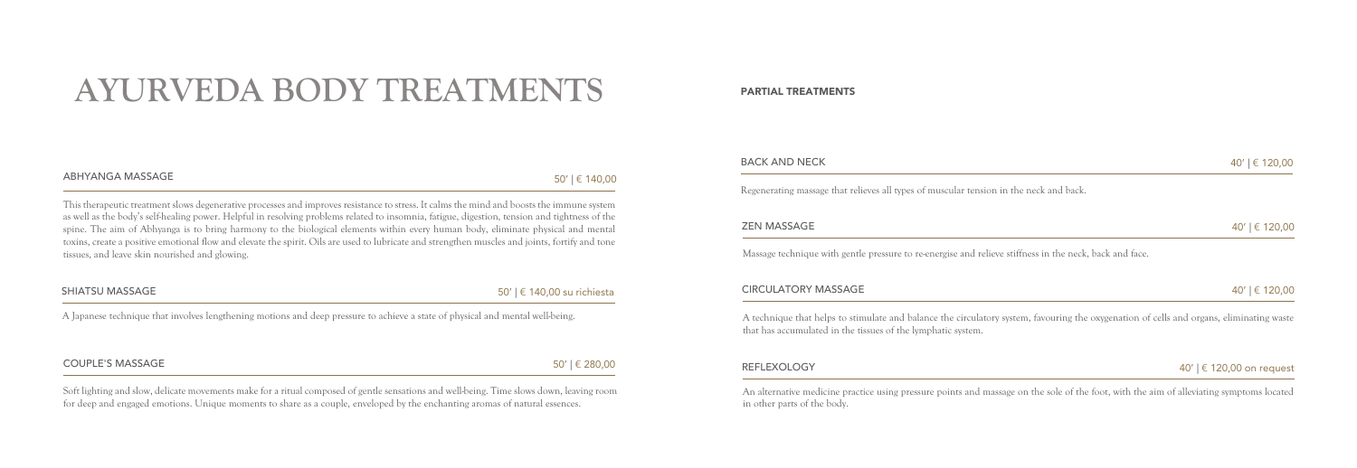# AYURVEDA BODY TREATMENTS

ABHYANGA MASSAGE

50' | € 140,00

This therapeutic treatment slows degenerative processes and improves resistance to stress. It calms the mind and boosts the immune system as well as the body's self-healing power. Helpful in resolving problems related to insomnia, fatigue, digestion, tension and tightness of the spine. The aim of Abhyanga is to bring harmony to the biological elements within every human body, eliminate physical and mental toxins, create a positive emotional flow and elevate the spirit. Oils are used to lubricate and strengthen muscles and joints, fortify and tone tissues, and leave skin nourished and glowing.

SHIATSU MASSAGE

50' | € 140,00 su richiesta

A Japanese technique that involves lengthening motions and deep pressure to achieve a state of physical and mental well-being.

COUPLE'S MASSAGE

50' | € 280,00

Soft lighting and slow, delicate movements make for a ritual composed of gentle sensations and well-being. Time slows down, leaving room for deep and engaged emotions. Unique moments to share as a couple, enveloped by the enchanting aromas of natural essences.

## PARTIAL TREATMENTS

BACK AND NECK

40' | € 120,00

Regenerating massage that relieves all types of muscular tension in the neck and back.

ZEN MASSAGE

40' | € 120,00

Massage technique with gentle pressure to re-energise and relieve stiffness in the neck, back and face.

CIRCULATORY MASSAGE

40' | € 120,00

A technique that helps to stimulate and balance the circulatory system, favouring the oxygenation of cells and organs, eliminating waste that has accumulated in the tissues of the lymphatic system.

REFLEXOLOGY

40' | € 120,00 on request

An alternative medicine practice using pressure points and massage on the sole of the foot, with the aim of alleviating symptoms located in other parts of the body.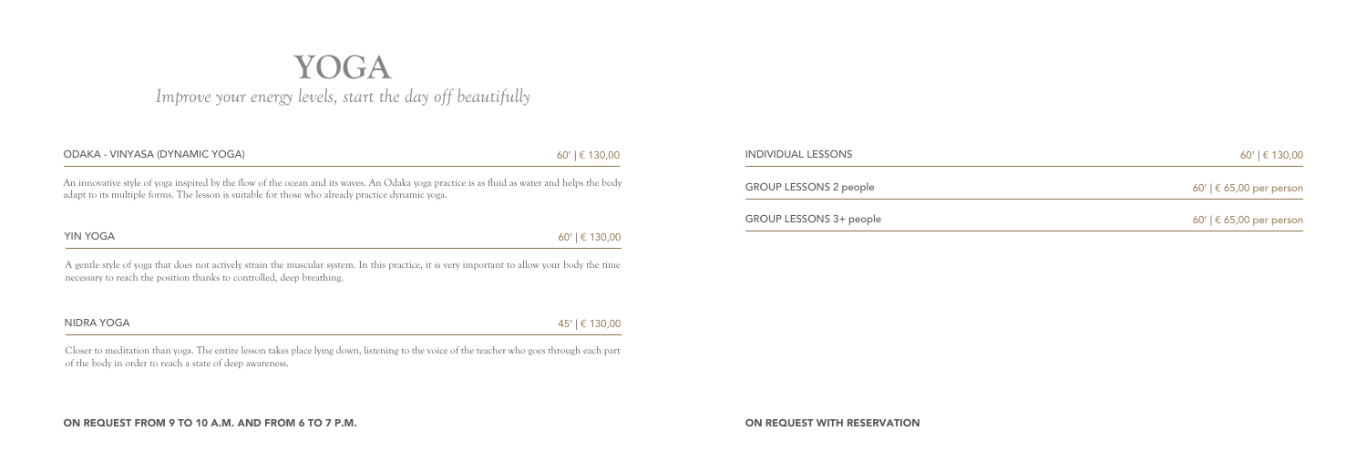# YOGA

*Improve your energy levels, start the day off beautifully*

### ODAKA - VINYASA (DYNAMIC YOGA)

60' | € 130,00

An innovative style of yoga inspired by the flow of the ocean and its waves. An Odaka yoga practice is as fluid as water and helps the body adapt to its multiple forms. The lesson is suitable for those who already practice dynamic yoga.

### YIN YOGA

60' | € 130,00

A gentle style of yoga that does not actively strain the muscular system. In this practice, it is very important to allow your body the time necessary to reach the position thanks to controlled, deep breathing.

### NIDRA YOGA

45' | € 130,00

Closer to meditation than yoga. The entire lesson takes place lying down, listening to the voice of the teacher who goes through each part of the body in order to reach a state of deep awareness.

**ON REQUEST FROM 9 TO 10 A.M. AND FROM 6 TO 7 P.M.**

| | |
|---|---|
| INDIVIDUAL LESSONS | 60' \| € 130,00 |
| GROUP LESSONS 2 people | 60' \| € 65,00 per person |
| GROUP LESSONS 3+ people | 60' \| € 65,00 per person |

**ON REQUEST WITH RESERVATION**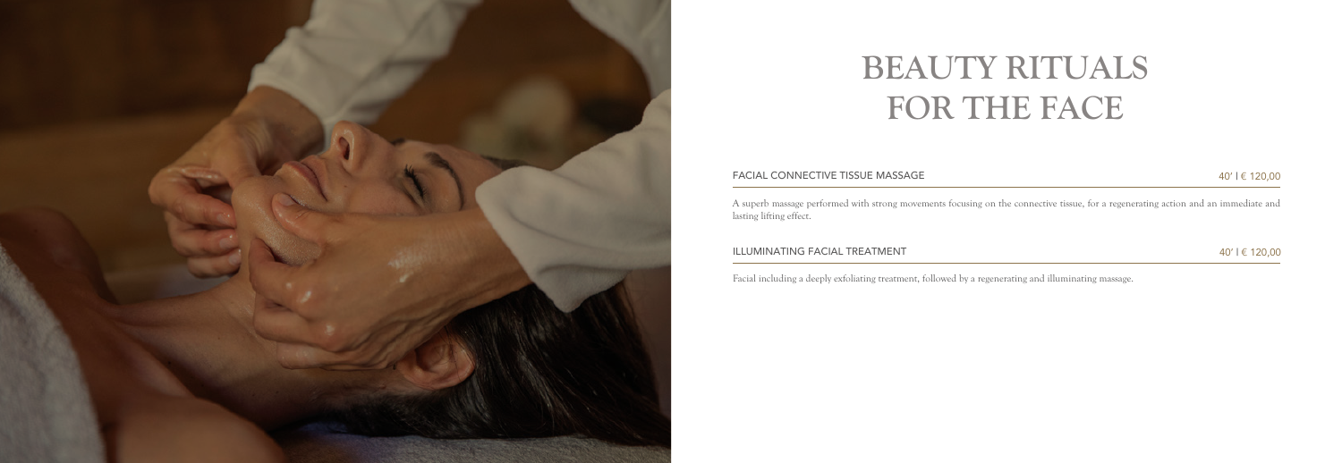# BEAUTY RITUALS FOR THE FACE

FACIAL CONNECTIVE TISSUE MASSAGE — 40' | € 120,00

A superb massage performed with strong movements focusing on the connective tissue, for a regenerating action and an immediate and lasting lifting effect.

ILLUMINATING FACIAL TREATMENT — 40' | € 120,00

Facial including a deeply exfoliating treatment, followed by a regenerating and illuminating massage.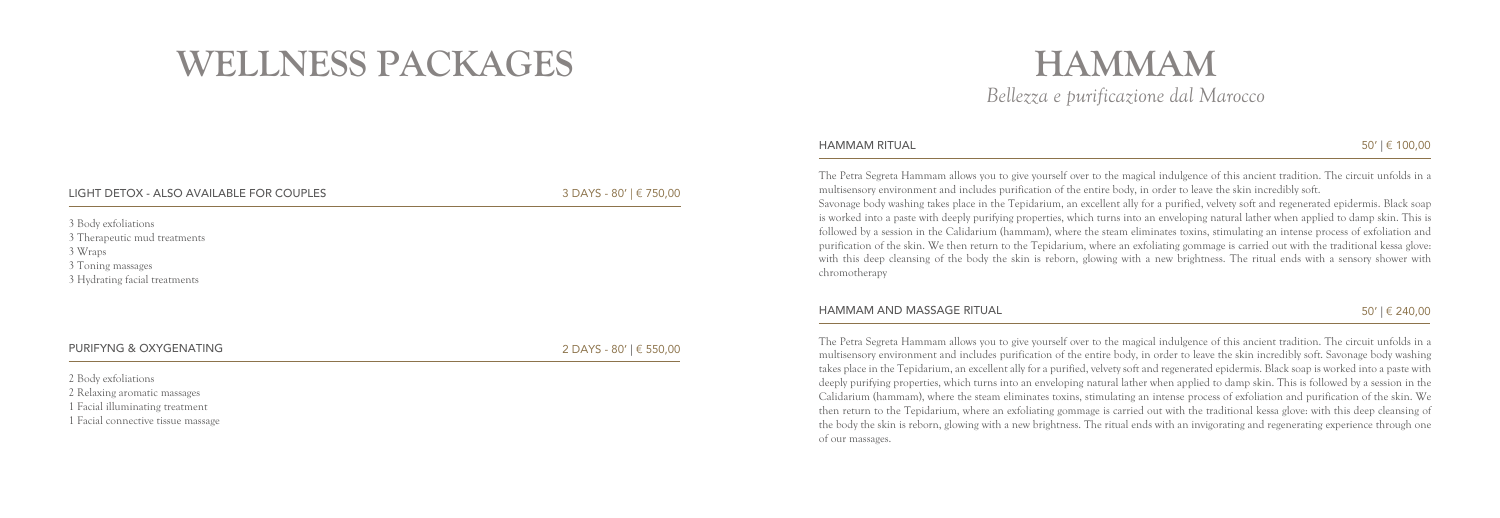# WELLNESS PACKAGES

## LIGHT DETOX - ALSO AVAILABLE FOR COUPLES

3 DAYS - 80' | € 750,00

3 Body exfoliations
3 Therapeutic mud treatments
3 Wraps
3 Toning massages
3 Hydrating facial treatments

## PURIFYNG & OXYGENATING

2 DAYS - 80' | € 550,00

2 Body exfoliations
2 Relaxing aromatic massages
1 Facial illuminating treatment
1 Facial connective tissue massage

# HAMMAM

*Bellezza e purificazione dal Marocco*

## HAMMAM RITUAL

50' | € 100,00

The Petra Segreta Hammam allows you to give yourself over to the magical indulgence of this ancient tradition. The circuit unfolds in a multisensory environment and includes purification of the entire body, in order to leave the skin incredibly soft.
Savonage body washing takes place in the Tepidarium, an excellent ally for a purified, velvety soft and regenerated epidermis. Black soap is worked into a paste with deeply purifying properties, which turns into an enveloping natural lather when applied to damp skin. This is followed by a session in the Calidarium (hammam), where the steam eliminates toxins, stimulating an intense process of exfoliation and purification of the skin. We then return to the Tepidarium, where an exfoliating gommage is carried out with the traditional kessa glove: with this deep cleansing of the body the skin is reborn, glowing with a new brightness. The ritual ends with a sensory shower with chromotherapy

## HAMMAM AND MASSAGE RITUAL

50' | € 240,00

The Petra Segreta Hammam allows you to give yourself over to the magical indulgence of this ancient tradition. The circuit unfolds in a multisensory environment and includes purification of the entire body, in order to leave the skin incredibly soft. Savonage body washing takes place in the Tepidarium, an excellent ally for a purified, velvety soft and regenerated epidermis. Black soap is worked into a paste with deeply purifying properties, which turns into an enveloping natural lather when applied to damp skin. This is followed by a session in the Calidarium (hammam), where the steam eliminates toxins, stimulating an intense process of exfoliation and purification of the skin. We then return to the Tepidarium, where an exfoliating gommage is carried out with the traditional kessa glove: with this deep cleansing of the body the skin is reborn, glowing with a new brightness. The ritual ends with an invigorating and regenerating experience through one of our massages.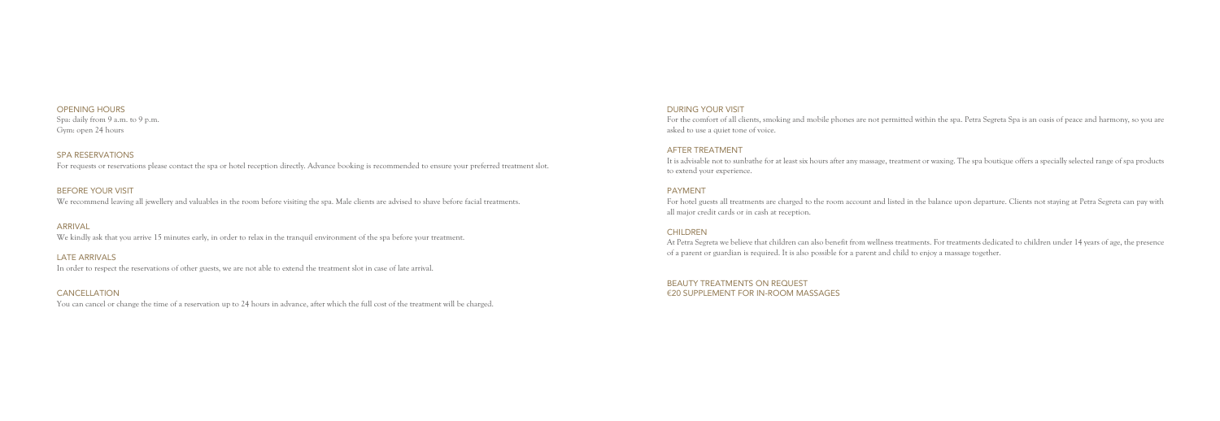## OPENING HOURS

Spa: daily from 9 a.m. to 9 p.m.
Gym: open 24 hours

## SPA RESERVATIONS

For requests or reservations please contact the spa or hotel reception directly. Advance booking is recommended to ensure your preferred treatment slot.

## BEFORE YOUR VISIT

We recommend leaving all jewellery and valuables in the room before visiting the spa. Male clients are advised to shave before facial treatments.

## ARRIVAL

We kindly ask that you arrive 15 minutes early, in order to relax in the tranquil environment of the spa before your treatment.

## LATE ARRIVALS

In order to respect the reservations of other guests, we are not able to extend the treatment slot in case of late arrival.

## CANCELLATION

You can cancel or change the time of a reservation up to 24 hours in advance, after which the full cost of the treatment will be charged.

## DURING YOUR VISIT

For the comfort of all clients, smoking and mobile phones are not permitted within the spa. Petra Segreta Spa is an oasis of peace and harmony, so you are asked to use a quiet tone of voice.

## AFTER TREATMENT

It is advisable not to sunbathe for at least six hours after any massage, treatment or waxing. The spa boutique offers a specially selected range of spa products to extend your experience.

## PAYMENT

For hotel guests all treatments are charged to the room account and listed in the balance upon departure. Clients not staying at Petra Segreta can pay with all major credit cards or in cash at reception.

## CHILDREN

At Petra Segreta we believe that children can also benefit from wellness treatments. For treatments dedicated to children under 14 years of age, the presence of a parent or guardian is required. It is also possible for a parent and child to enjoy a massage together.

BEAUTY TREATMENTS ON REQUEST
€20 SUPPLEMENT FOR IN-ROOM MASSAGES